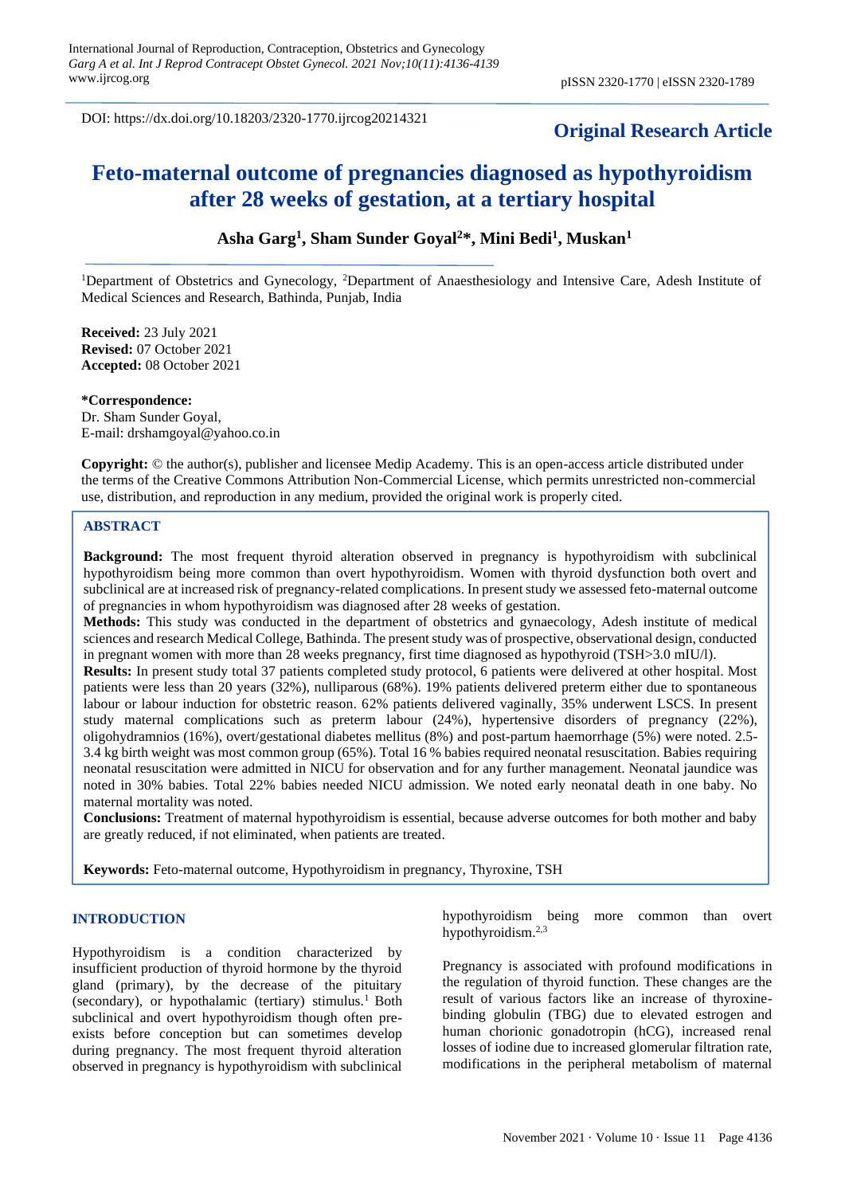International Journal of Reproduction, Contraception, Obstetrics and Gynecology
*Garg A et al. Int J Reprod Contracept Obstet Gynecol. 2021 Nov;10(11):4136-4139*
www.ijrcog.org

pISSN 2320-1770 | eISSN 2320-1789

DOI: https://dx.doi.org/10.18203/2320-1770.ijrcog20214321

**Original Research Article**

# Feto-maternal outcome of pregnancies diagnosed as hypothyroidism after 28 weeks of gestation, at a tertiary hospital

**Asha Garg[1], Sham Sunder Goyal[2]*, Mini Bedi[1], Muskan[1]**

[1]Department of Obstetrics and Gynecology, [2]Department of Anaesthesiology and Intensive Care, Adesh Institute of Medical Sciences and Research, Bathinda, Punjab, India

**Received:** 23 July 2021
**Revised:** 07 October 2021
**Accepted:** 08 October 2021

***Correspondence:**
Dr. Sham Sunder Goyal,
E-mail: drshamgoyal@yahoo.co.in

**Copyright:** © the author(s), publisher and licensee Medip Academy. This is an open-access article distributed under the terms of the Creative Commons Attribution Non-Commercial License, which permits unrestricted non-commercial use, distribution, and reproduction in any medium, provided the original work is properly cited.

## ABSTRACT

**Background:** The most frequent thyroid alteration observed in pregnancy is hypothyroidism with subclinical hypothyroidism being more common than overt hypothyroidism. Women with thyroid dysfunction both overt and subclinical are at increased risk of pregnancy-related complications. In present study we assessed feto-maternal outcome of pregnancies in whom hypothyroidism was diagnosed after 28 weeks of gestation.

**Methods:** This study was conducted in the department of obstetrics and gynaecology, Adesh institute of medical sciences and research Medical College, Bathinda. The present study was of prospective, observational design, conducted in pregnant women with more than 28 weeks pregnancy, first time diagnosed as hypothyroid (TSH>3.0 mIU/l).

**Results:** In present study total 37 patients completed study protocol, 6 patients were delivered at other hospital. Most patients were less than 20 years (32%), nulliparous (68%). 19% patients delivered preterm either due to spontaneous labour or labour induction for obstetric reason. 62% patients delivered vaginally, 35% underwent LSCS. In present study maternal complications such as preterm labour (24%), hypertensive disorders of pregnancy (22%), oligohydramnios (16%), overt/gestational diabetes mellitus (8%) and post-partum haemorrhage (5%) were noted. 2.5-3.4 kg birth weight was most common group (65%). Total 16 % babies required neonatal resuscitation. Babies requiring neonatal resuscitation were admitted in NICU for observation and for any further management. Neonatal jaundice was noted in 30% babies. Total 22% babies needed NICU admission. We noted early neonatal death in one baby. No maternal mortality was noted.

**Conclusions:** Treatment of maternal hypothyroidism is essential, because adverse outcomes for both mother and baby are greatly reduced, if not eliminated, when patients are treated.

**Keywords:** Feto-maternal outcome, Hypothyroidism in pregnancy, Thyroxine, TSH

## INTRODUCTION

Hypothyroidism is a condition characterized by insufficient production of thyroid hormone by the thyroid gland (primary), by the decrease of the pituitary (secondary), or hypothalamic (tertiary) stimulus.[1] Both subclinical and overt hypothyroidism though often pre-exists before conception but can sometimes develop during pregnancy. The most frequent thyroid alteration observed in pregnancy is hypothyroidism with subclinical hypothyroidism being more common than overt hypothyroidism.[2,3]

Pregnancy is associated with profound modifications in the regulation of thyroid function. These changes are the result of various factors like an increase of thyroxine-binding globulin (TBG) due to elevated estrogen and human chorionic gonadotropin (hCG), increased renal losses of iodine due to increased glomerular filtration rate, modifications in the peripheral metabolism of maternal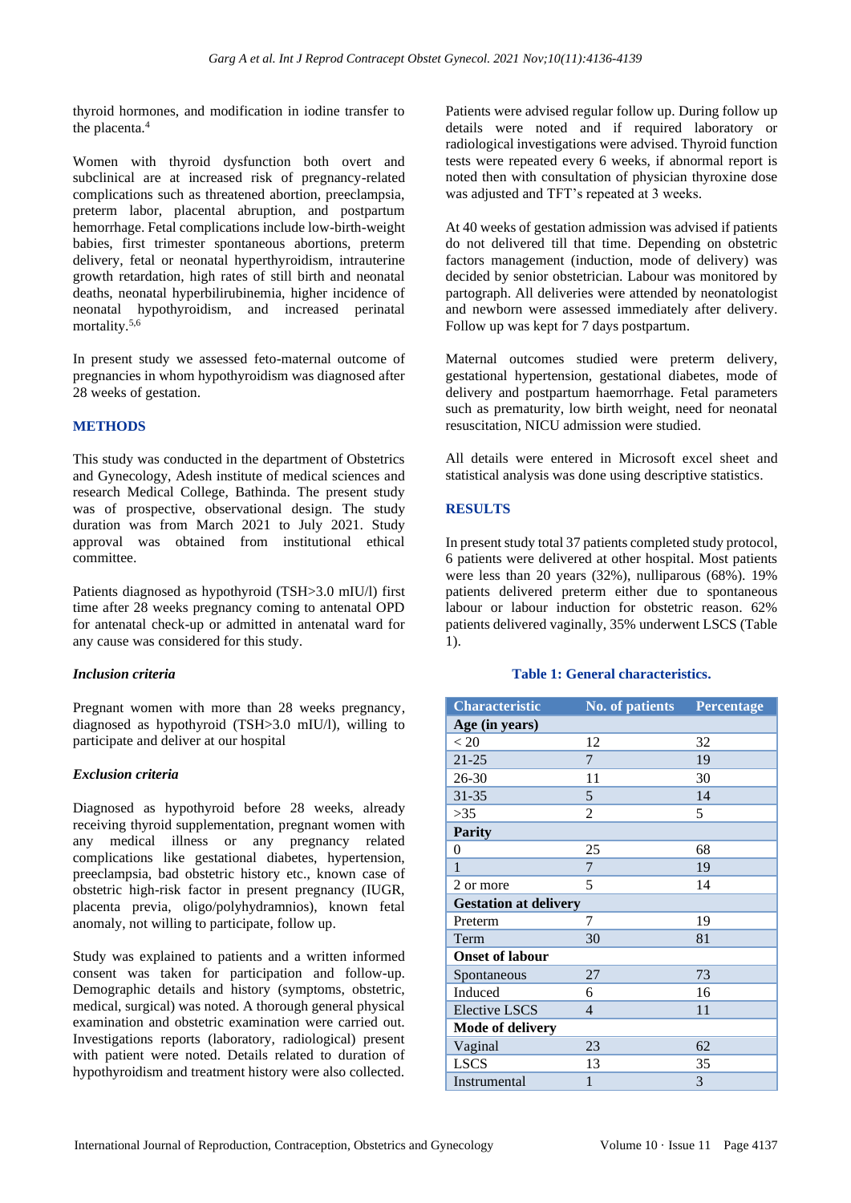thyroid hormones, and modification in iodine transfer to the placenta.[4]

Women with thyroid dysfunction both overt and subclinical are at increased risk of pregnancy-related complications such as threatened abortion, preeclampsia, preterm labor, placental abruption, and postpartum hemorrhage. Fetal complications include low-birth-weight babies, first trimester spontaneous abortions, preterm delivery, fetal or neonatal hyperthyroidism, intrauterine growth retardation, high rates of still birth and neonatal deaths, neonatal hyperbilirubinemia, higher incidence of neonatal hypothyroidism, and increased perinatal mortality.[5,6]

In present study we assessed feto-maternal outcome of pregnancies in whom hypothyroidism was diagnosed after 28 weeks of gestation.

## METHODS

This study was conducted in the department of Obstetrics and Gynecology, Adesh institute of medical sciences and research Medical College, Bathinda. The present study was of prospective, observational design. The study duration was from March 2021 to July 2021. Study approval was obtained from institutional ethical committee.

Patients diagnosed as hypothyroid (TSH>3.0 mIU/l) first time after 28 weeks pregnancy coming to antenatal OPD for antenatal check-up or admitted in antenatal ward for any cause was considered for this study.

### *Inclusion criteria*

Pregnant women with more than 28 weeks pregnancy, diagnosed as hypothyroid (TSH>3.0 mIU/l), willing to participate and deliver at our hospital

### *Exclusion criteria*

Diagnosed as hypothyroid before 28 weeks, already receiving thyroid supplementation, pregnant women with any medical illness or any pregnancy related complications like gestational diabetes, hypertension, preeclampsia, bad obstetric history etc., known case of obstetric high-risk factor in present pregnancy (IUGR, placenta previa, oligo/polyhydramnios), known fetal anomaly, not willing to participate, follow up.

Study was explained to patients and a written informed consent was taken for participation and follow-up. Demographic details and history (symptoms, obstetric, medical, surgical) was noted. A thorough general physical examination and obstetric examination were carried out. Investigations reports (laboratory, radiological) present with patient were noted. Details related to duration of hypothyroidism and treatment history were also collected.

Patients were advised regular follow up. During follow up details were noted and if required laboratory or radiological investigations were advised. Thyroid function tests were repeated every 6 weeks, if abnormal report is noted then with consultation of physician thyroxine dose was adjusted and TFT's repeated at 3 weeks.

At 40 weeks of gestation admission was advised if patients do not delivered till that time. Depending on obstetric factors management (induction, mode of delivery) was decided by senior obstetrician. Labour was monitored by partograph. All deliveries were attended by neonatologist and newborn were assessed immediately after delivery. Follow up was kept for 7 days postpartum.

Maternal outcomes studied were preterm delivery, gestational hypertension, gestational diabetes, mode of delivery and postpartum haemorrhage. Fetal parameters such as prematurity, low birth weight, need for neonatal resuscitation, NICU admission were studied.

All details were entered in Microsoft excel sheet and statistical analysis was done using descriptive statistics.

## RESULTS

In present study total 37 patients completed study protocol, 6 patients were delivered at other hospital. Most patients were less than 20 years (32%), nulliparous (68%). 19% patients delivered preterm either due to spontaneous labour or labour induction for obstetric reason. 62% patients delivered vaginally, 35% underwent LSCS (Table 1).

**Table 1: General characteristics.**

| Characteristic | No. of patients | Percentage |
|---|---|---|
| **Age (in years)** | | |
| < 20 | 12 | 32 |
| 21-25 | 7 | 19 |
| 26-30 | 11 | 30 |
| 31-35 | 5 | 14 |
| >35 | 2 | 5 |
| **Parity** | | |
| 0 | 25 | 68 |
| 1 | 7 | 19 |
| 2 or more | 5 | 14 |
| **Gestation at delivery** | | |
| Preterm | 7 | 19 |
| Term | 30 | 81 |
| **Onset of labour** | | |
| Spontaneous | 27 | 73 |
| Induced | 6 | 16 |
| Elective LSCS | 4 | 11 |
| **Mode of delivery** | | |
| Vaginal | 23 | 62 |
| LSCS | 13 | 35 |
| Instrumental | 1 | 3 |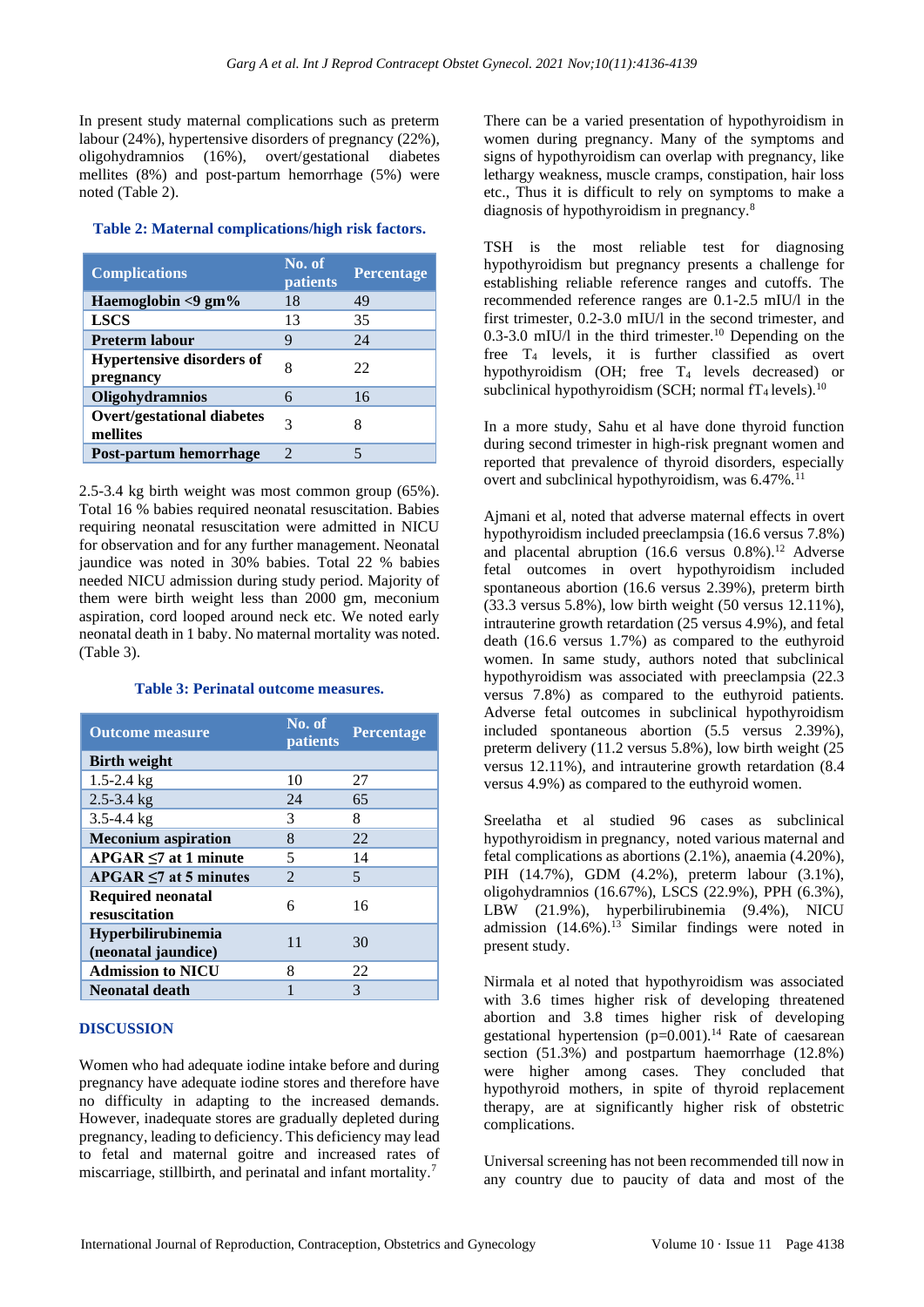In present study maternal complications such as preterm labour (24%), hypertensive disorders of pregnancy (22%), oligohydramnios (16%), overt/gestational diabetes mellites (8%) and post-partum hemorrhage (5%) were noted (Table 2).

**Table 2: Maternal complications/high risk factors.**

| Complications | No. of patients | Percentage |
|---|---|---|
| **Haemoglobin <9 gm%** | 18 | 49 |
| **LSCS** | 13 | 35 |
| **Preterm labour** | 9 | 24 |
| **Hypertensive disorders of pregnancy** | 8 | 22 |
| **Oligohydramnios** | 6 | 16 |
| **Overt/gestational diabetes mellites** | 3 | 8 |
| **Post-partum hemorrhage** | 2 | 5 |

2.5-3.4 kg birth weight was most common group (65%). Total 16 % babies required neonatal resuscitation. Babies requiring neonatal resuscitation were admitted in NICU for observation and for any further management. Neonatal jaundice was noted in 30% babies. Total 22 % babies needed NICU admission during study period. Majority of them were birth weight less than 2000 gm, meconium aspiration, cord looped around neck etc. We noted early neonatal death in 1 baby. No maternal mortality was noted. (Table 3).

**Table 3: Perinatal outcome measures.**

| Outcome measure | No. of patients | Percentage |
|---|---|---|
| **Birth weight** | | |
| 1.5-2.4 kg | 10 | 27 |
| 2.5-3.4 kg | 24 | 65 |
| 3.5-4.4 kg | 3 | 8 |
| **Meconium aspiration** | 8 | 22 |
| **APGAR ≤7 at 1 minute** | 5 | 14 |
| **APGAR ≤7 at 5 minutes** | 2 | 5 |
| **Required neonatal resuscitation** | 6 | 16 |
| **Hyperbilirubinemia (neonatal jaundice)** | 11 | 30 |
| **Admission to NICU** | 8 | 22 |
| **Neonatal death** | 1 | 3 |

## DISCUSSION

Women who had adequate iodine intake before and during pregnancy have adequate iodine stores and therefore have no difficulty in adapting to the increased demands. However, inadequate stores are gradually depleted during pregnancy, leading to deficiency. This deficiency may lead to fetal and maternal goitre and increased rates of miscarriage, stillbirth, and perinatal and infant mortality.[7]

There can be a varied presentation of hypothyroidism in women during pregnancy. Many of the symptoms and signs of hypothyroidism can overlap with pregnancy, like lethargy weakness, muscle cramps, constipation, hair loss etc., Thus it is difficult to rely on symptoms to make a diagnosis of hypothyroidism in pregnancy.[8]

TSH is the most reliable test for diagnosing hypothyroidism but pregnancy presents a challenge for establishing reliable reference ranges and cutoffs. The recommended reference ranges are 0.1-2.5 mIU/l in the first trimester, 0.2-3.0 mIU/l in the second trimester, and 0.3-3.0 mIU/l in the third trimester.[10] Depending on the free $T_4$ levels, it is further classified as overt hypothyroidism (OH; free $T_4$ levels decreased) or subclinical hypothyroidism (SCH; normal $fT_4$ levels).[10]

In a more study, Sahu et al have done thyroid function during second trimester in high-risk pregnant women and reported that prevalence of thyroid disorders, especially overt and subclinical hypothyroidism, was 6.47%.[11]

Ajmani et al, noted that adverse maternal effects in overt hypothyroidism included preeclampsia (16.6 versus 7.8%) and placental abruption (16.6 versus 0.8%).[12] Adverse fetal outcomes in overt hypothyroidism included spontaneous abortion (16.6 versus 2.39%), preterm birth (33.3 versus 5.8%), low birth weight (50 versus 12.11%), intrauterine growth retardation (25 versus 4.9%), and fetal death (16.6 versus 1.7%) as compared to the euthyroid women. In same study, authors noted that subclinical hypothyroidism was associated with preeclampsia (22.3 versus 7.8%) as compared to the euthyroid patients. Adverse fetal outcomes in subclinical hypothyroidism included spontaneous abortion (5.5 versus 2.39%), preterm delivery (11.2 versus 5.8%), low birth weight (25 versus 12.11%), and intrauterine growth retardation (8.4 versus 4.9%) as compared to the euthyroid women.

Sreelatha et al studied 96 cases as subclinical hypothyroidism in pregnancy, noted various maternal and fetal complications as abortions (2.1%), anaemia (4.20%), PIH (14.7%), GDM (4.2%), preterm labour (3.1%), oligohydramnios (16.67%), LSCS (22.9%), PPH (6.3%), LBW (21.9%), hyperbilirubinemia (9.4%), NICU admission (14.6%).[13] Similar findings were noted in present study.

Nirmala et al noted that hypothyroidism was associated with 3.6 times higher risk of developing threatened abortion and 3.8 times higher risk of developing gestational hypertension (p=0.001).[14] Rate of caesarean section (51.3%) and postpartum haemorrhage (12.8%) were higher among cases. They concluded that hypothyroid mothers, in spite of thyroid replacement therapy, are at significantly higher risk of obstetric complications.

Universal screening has not been recommended till now in any country due to paucity of data and most of the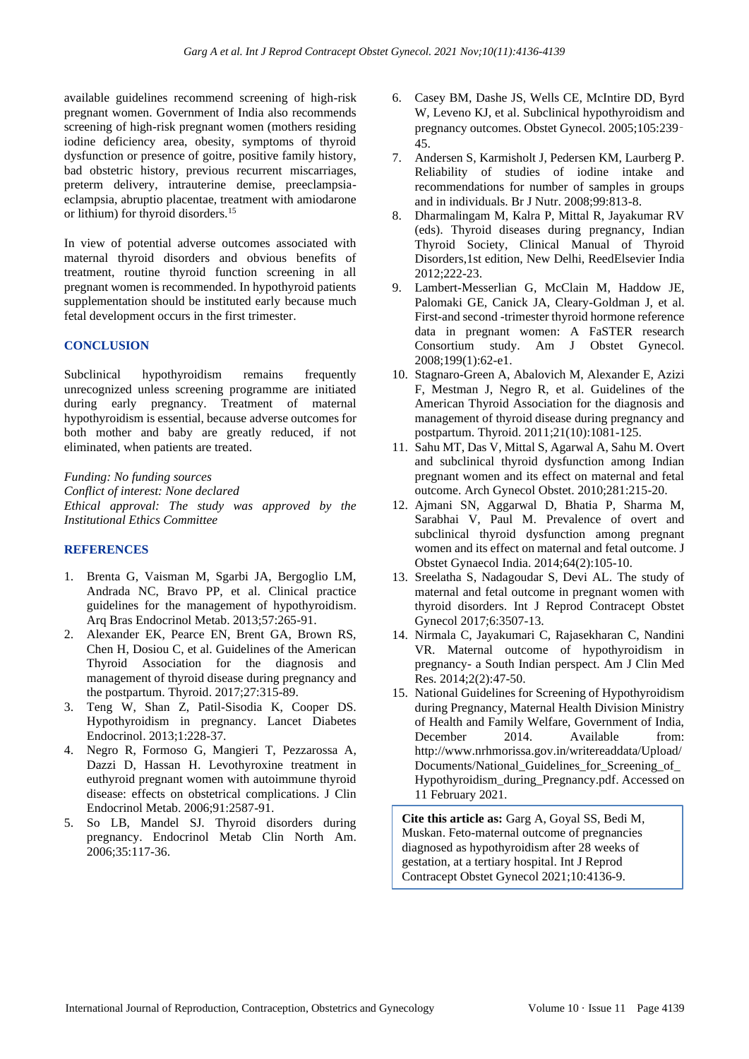available guidelines recommend screening of high-risk pregnant women. Government of India also recommends screening of high-risk pregnant women (mothers residing iodine deficiency area, obesity, symptoms of thyroid dysfunction or presence of goitre, positive family history, bad obstetric history, previous recurrent miscarriages, preterm delivery, intrauterine demise, preeclampsia-eclampsia, abruptio placentae, treatment with amiodarone or lithium) for thyroid disorders.[15]

In view of potential adverse outcomes associated with maternal thyroid disorders and obvious benefits of treatment, routine thyroid function screening in all pregnant women is recommended. In hypothyroid patients supplementation should be instituted early because much fetal development occurs in the first trimester.

## CONCLUSION

Subclinical hypothyroidism remains frequently unrecognized unless screening programme are initiated during early pregnancy. Treatment of maternal hypothyroidism is essential, because adverse outcomes for both mother and baby are greatly reduced, if not eliminated, when patients are treated.

*Funding: No funding sources*
*Conflict of interest: None declared*
*Ethical approval: The study was approved by the Institutional Ethics Committee*

## REFERENCES

1. Brenta G, Vaisman M, Sgarbi JA, Bergoglio LM, Andrada NC, Bravo PP, et al. Clinical practice guidelines for the management of hypothyroidism. Arq Bras Endocrinol Metab. 2013;57:265-91.
2. Alexander EK, Pearce EN, Brent GA, Brown RS, Chen H, Dosiou C, et al. Guidelines of the American Thyroid Association for the diagnosis and management of thyroid disease during pregnancy and the postpartum. Thyroid. 2017;27:315-89.
3. Teng W, Shan Z, Patil-Sisodia K, Cooper DS. Hypothyroidism in pregnancy. Lancet Diabetes Endocrinol. 2013;1:228-37.
4. Negro R, Formoso G, Mangieri T, Pezzarossa A, Dazzi D, Hassan H. Levothyroxine treatment in euthyroid pregnant women with autoimmune thyroid disease: effects on obstetrical complications. J Clin Endocrinol Metab. 2006;91:2587-91.
5. So LB, Mandel SJ. Thyroid disorders during pregnancy. Endocrinol Metab Clin North Am. 2006;35:117-36.
6. Casey BM, Dashe JS, Wells CE, McIntire DD, Byrd W, Leveno KJ, et al. Subclinical hypothyroidism and pregnancy outcomes. Obstet Gynecol. 2005;105:239-45.
7. Andersen S, Karmisholt J, Pedersen KM, Laurberg P. Reliability of studies of iodine intake and recommendations for number of samples in groups and in individuals. Br J Nutr. 2008;99:813-8.
8. Dharmalingam M, Kalra P, Mittal R, Jayakumar RV (eds). Thyroid diseases during pregnancy, Indian Thyroid Society, Clinical Manual of Thyroid Disorders,1st edition, New Delhi, ReedElsevier India 2012;222-23.
9. Lambert-Messerlian G, McClain M, Haddow JE, Palomaki GE, Canick JA, Cleary-Goldman J, et al. First-and second -trimester thyroid hormone reference data in pregnant women: A FaSTER research Consortium study. Am J Obstet Gynecol. 2008;199(1):62-e1.
10. Stagnaro-Green A, Abalovich M, Alexander E, Azizi F, Mestman J, Negro R, et al. Guidelines of the American Thyroid Association for the diagnosis and management of thyroid disease during pregnancy and postpartum. Thyroid. 2011;21(10):1081-125.
11. Sahu MT, Das V, Mittal S, Agarwal A, Sahu M. Overt and subclinical thyroid dysfunction among Indian pregnant women and its effect on maternal and fetal outcome. Arch Gynecol Obstet. 2010;281:215-20.
12. Ajmani SN, Aggarwal D, Bhatia P, Sharma M, Sarabhai V, Paul M. Prevalence of overt and subclinical thyroid dysfunction among pregnant women and its effect on maternal and fetal outcome. J Obstet Gynaecol India. 2014;64(2):105-10.
13. Sreelatha S, Nadagoudar S, Devi AL. The study of maternal and fetal outcome in pregnant women with thyroid disorders. Int J Reprod Contracept Obstet Gynecol 2017;6:3507-13.
14. Nirmala C, Jayakumari C, Rajasekharan C, Nandini VR. Maternal outcome of hypothyroidism in pregnancy- a South Indian perspect. Am J Clin Med Res. 2014;2(2):47-50.
15. National Guidelines for Screening of Hypothyroidism during Pregnancy, Maternal Health Division Ministry of Health and Family Welfare, Government of India, December 2014. Available from: http://www.nrhmorissa.gov.in/writereaddata/Upload/Documents/National_Guidelines_for_Screening_of_Hypothyroidism_during_Pregnancy.pdf. Accessed on 11 February 2021.

**Cite this article as:** Garg A, Goyal SS, Bedi M, Muskan. Feto-maternal outcome of pregnancies diagnosed as hypothyroidism after 28 weeks of gestation, at a tertiary hospital. Int J Reprod Contracept Obstet Gynecol 2021;10:4136-9.